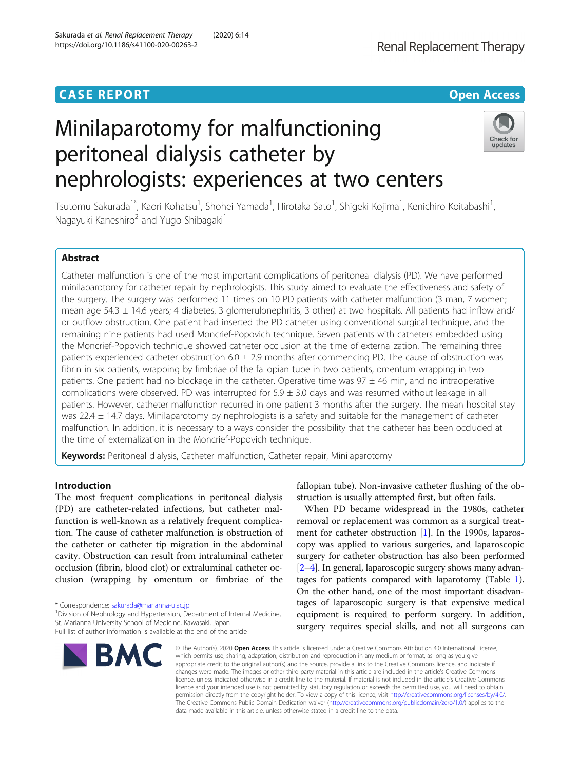CASE REPORT

Open Access

# Minilaparotomy for malfunctioning peritoneal dialysis catheter by nephrologists: experiences at two centers

Tsutomu Sakurada[1*], Kaori Kohatsu[1], Shohei Yamada[1], Hirotaka Sato[1], Shigeki Kojima[1], Kenichiro Koitabashi[1], Nagayuki Kaneshiro[2] and Yugo Shibagaki[1]

## Abstract

Catheter malfunction is one of the most important complications of peritoneal dialysis (PD). We have performed minilaparotomy for catheter repair by nephrologists. This study aimed to evaluate the effectiveness and safety of the surgery. The surgery was performed 11 times on 10 PD patients with catheter malfunction (3 man, 7 women; mean age 54.3 ± 14.6 years; 4 diabetes, 3 glomerulonephritis, 3 other) at two hospitals. All patients had inflow and/or outflow obstruction. One patient had inserted the PD catheter using conventional surgical technique, and the remaining nine patients had used Moncrief-Popovich technique. Seven patients with catheters embedded using the Moncrief-Popovich technique showed catheter occlusion at the time of externalization. The remaining three patients experienced catheter obstruction 6.0 ± 2.9 months after commencing PD. The cause of obstruction was fibrin in six patients, wrapping by fimbriae of the fallopian tube in two patients, omentum wrapping in two patients. One patient had no blockage in the catheter. Operative time was 97 ± 46 min, and no intraoperative complications were observed. PD was interrupted for 5.9 ± 3.0 days and was resumed without leakage in all patients. However, catheter malfunction recurred in one patient 3 months after the surgery. The mean hospital stay was 22.4 ± 14.7 days. Minilaparotomy by nephrologists is a safety and suitable for the management of catheter malfunction. In addition, it is necessary to always consider the possibility that the catheter has been occluded at the time of externalization in the Moncrief-Popovich technique.

**Keywords:** Peritoneal dialysis, Catheter malfunction, Catheter repair, Minilaparotomy

## Introduction

The most frequent complications in peritoneal dialysis (PD) are catheter-related infections, but catheter malfunction is well-known as a relatively frequent complication. The cause of catheter malfunction is obstruction of the catheter or catheter tip migration in the abdominal cavity. Obstruction can result from intraluminal catheter occlusion (fibrin, blood clot) or extraluminal catheter occlusion (wrapping by omentum or fimbriae of the fallopian tube). Non-invasive catheter flushing of the obstruction is usually attempted first, but often fails.

When PD became widespread in the 1980s, catheter removal or replacement was common as a surgical treatment for catheter obstruction [1]. In the 1990s, laparoscopy was applied to various surgeries, and laparoscopic surgery for catheter obstruction has also been performed [2–4]. In general, laparoscopic surgery shows many advantages for patients compared with laparotomy (Table 1). On the other hand, one of the most important disadvantages of laparoscopic surgery is that expensive medical equipment is required to perform surgery. In addition, surgery requires special skills, and not all surgeons can

* Correspondence: sakurada@marianna-u.ac.jp
[1]Division of Nephrology and Hypertension, Department of Internal Medicine, St. Marianna University School of Medicine, Kawasaki, Japan
Full list of author information is available at the end of the article

© The Author(s). 2020 **Open Access** This article is licensed under a Creative Commons Attribution 4.0 International License, which permits use, sharing, adaptation, distribution and reproduction in any medium or format, as long as you give appropriate credit to the original author(s) and the source, provide a link to the Creative Commons licence, and indicate if changes were made. The images or other third party material in this article are included in the article's Creative Commons licence, unless indicated otherwise in a credit line to the material. If material is not included in the article's Creative Commons licence and your intended use is not permitted by statutory regulation or exceeds the permitted use, you will need to obtain permission directly from the copyright holder. To view a copy of this licence, visit http://creativecommons.org/licenses/by/4.0/. The Creative Commons Public Domain Dedication waiver (http://creativecommons.org/publicdomain/zero/1.0/) applies to the data made available in this article, unless otherwise stated in a credit line to the data.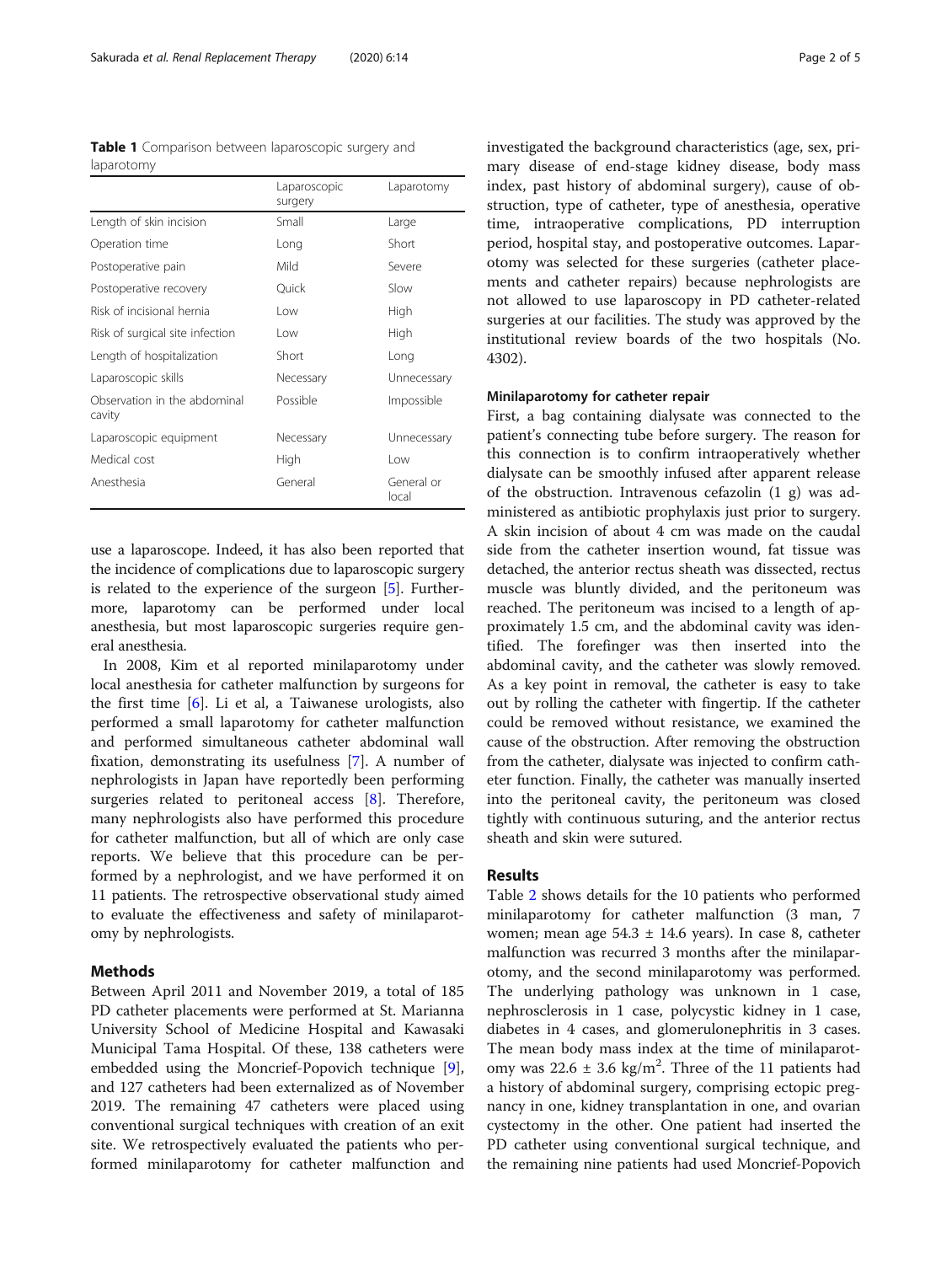**Table 1** Comparison between laparoscopic surgery and laparotomy

| | Laparoscopic surgery | Laparotomy |
|---|---|---|
| Length of skin incision | Small | Large |
| Operation time | Long | Short |
| Postoperative pain | Mild | Severe |
| Postoperative recovery | Quick | Slow |
| Risk of incisional hernia | Low | High |
| Risk of surgical site infection | Low | High |
| Length of hospitalization | Short | Long |
| Laparoscopic skills | Necessary | Unnecessary |
| Observation in the abdominal cavity | Possible | Impossible |
| Laparoscopic equipment | Necessary | Unnecessary |
| Medical cost | High | Low |
| Anesthesia | General | General or local |

use a laparoscope. Indeed, it has also been reported that the incidence of complications due to laparoscopic surgery is related to the experience of the surgeon [5]. Furthermore, laparotomy can be performed under local anesthesia, but most laparoscopic surgeries require general anesthesia.

In 2008, Kim et al reported minilaparotomy under local anesthesia for catheter malfunction by surgeons for the first time [6]. Li et al, a Taiwanese urologists, also performed a small laparotomy for catheter malfunction and performed simultaneous catheter abdominal wall fixation, demonstrating its usefulness [7]. A number of nephrologists in Japan have reportedly been performing surgeries related to peritoneal access [8]. Therefore, many nephrologists also have performed this procedure for catheter malfunction, but all of which are only case reports. We believe that this procedure can be performed by a nephrologist, and we have performed it on 11 patients. The retrospective observational study aimed to evaluate the effectiveness and safety of minilaparotomy by nephrologists.

## Methods

Between April 2011 and November 2019, a total of 185 PD catheter placements were performed at St. Marianna University School of Medicine Hospital and Kawasaki Municipal Tama Hospital. Of these, 138 catheters were embedded using the Moncrief-Popovich technique [9], and 127 catheters had been externalized as of November 2019. The remaining 47 catheters were placed using conventional surgical techniques with creation of an exit site. We retrospectively evaluated the patients who performed minilaparotomy for catheter malfunction and investigated the background characteristics (age, sex, primary disease of end-stage kidney disease, body mass index, past history of abdominal surgery), cause of obstruction, type of catheter, type of anesthesia, operative time, intraoperative complications, PD interruption period, hospital stay, and postoperative outcomes. Laparotomy was selected for these surgeries (catheter placements and catheter repairs) because nephrologists are not allowed to use laparoscopy in PD catheter-related surgeries at our facilities. The study was approved by the institutional review boards of the two hospitals (No. 4302).

### Minilaparotomy for catheter repair

First, a bag containing dialysate was connected to the patient's connecting tube before surgery. The reason for this connection is to confirm intraoperatively whether dialysate can be smoothly infused after apparent release of the obstruction. Intravenous cefazolin (1 g) was administered as antibiotic prophylaxis just prior to surgery. A skin incision of about 4 cm was made on the caudal side from the catheter insertion wound, fat tissue was detached, the anterior rectus sheath was dissected, rectus muscle was bluntly divided, and the peritoneum was reached. The peritoneum was incised to a length of approximately 1.5 cm, and the abdominal cavity was identified. The forefinger was then inserted into the abdominal cavity, and the catheter was slowly removed. As a key point in removal, the catheter is easy to take out by rolling the catheter with fingertip. If the catheter could be removed without resistance, we examined the cause of the obstruction. After removing the obstruction from the catheter, dialysate was injected to confirm catheter function. Finally, the catheter was manually inserted into the peritoneal cavity, the peritoneum was closed tightly with continuous suturing, and the anterior rectus sheath and skin were sutured.

## Results

Table 2 shows details for the 10 patients who performed minilaparotomy for catheter malfunction (3 man, 7 women; mean age 54.3 ± 14.6 years). In case 8, catheter malfunction was recurred 3 months after the minilaparotomy, and the second minilaparotomy was performed. The underlying pathology was unknown in 1 case, nephrosclerosis in 1 case, polycystic kidney in 1 case, diabetes in 4 cases, and glomerulonephritis in 3 cases. The mean body mass index at the time of minilaparotomy was 22.6 ± 3.6 kg/m$^2$. Three of the 11 patients had a history of abdominal surgery, comprising ectopic pregnancy in one, kidney transplantation in one, and ovarian cystectomy in the other. One patient had inserted the PD catheter using conventional surgical technique, and the remaining nine patients had used Moncrief-Popovich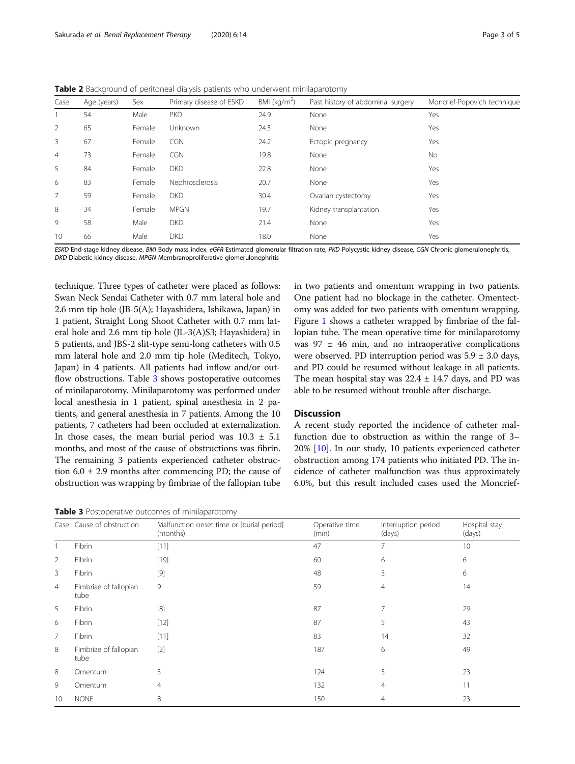**Table 2** Background of peritoneal dialysis patients who underwent minilaparotomy

| Case | Age (years) | Sex | Primary disease of ESKD | BMI ($kg/m^2$) | Past history of abdominal surgery | Moncrief-Popovich technique |
|---|---|---|---|---|---|---|
| 1 | 54 | Male | PKD | 24.9 | None | Yes |
| 2 | 65 | Female | Unknown | 24.5 | None | Yes |
| 3 | 67 | Female | CGN | 24.2 | Ectopic pregnancy | Yes |
| 4 | 73 | Female | CGN | 19.8 | None | No |
| 5 | 84 | Female | DKD | 22.8 | None | Yes |
| 6 | 83 | Female | Nephrosclerosis | 20.7 | None | Yes |
| 7 | 59 | Female | DKD | 30.4 | Ovarian cystectomy | Yes |
| 8 | 34 | Female | MPGN | 19.7 | Kidney transplantation | Yes |
| 9 | 58 | Male | DKD | 21.4 | None | Yes |
| 10 | 66 | Male | DKD | 18.0 | None | Yes |

*ESKD* End-stage kidney disease, *BMI* Body mass index, *eGFR* Estimated glomerular filtration rate, *PKD* Polycystic kidney disease, *CGN* Chronic glomerulonephritis, *DKD* Diabetic kidney disease, *MPGN* Membranoproliferative glomerulonephritis

technique. Three types of catheter were placed as follows: Swan Neck Sendai Catheter with 0.7 mm lateral hole and 2.6 mm tip hole (JB-5(A); Hayashidera, Ishikawa, Japan) in 1 patient, Straight Long Shoot Catheter with 0.7 mm lateral hole and 2.6 mm tip hole (JL-3(A)S3; Hayashidera) in 5 patients, and JBS-2 slit-type semi-long catheters with 0.5 mm lateral hole and 2.0 mm tip hole (Meditech, Tokyo, Japan) in 4 patients. All patients had inflow and/or outflow obstructions. Table 3 shows postoperative outcomes of minilaparotomy. Minilaparotomy was performed under local anesthesia in 1 patient, spinal anesthesia in 2 patients, and general anesthesia in 7 patients. Among the 10 patients, 7 catheters had been occluded at externalization. In those cases, the mean burial period was 10.3 ± 5.1 months, and most of the cause of obstructions was fibrin. The remaining 3 patients experienced catheter obstruction 6.0 ± 2.9 months after commencing PD; the cause of obstruction was wrapping by fimbriae of the fallopian tube in two patients and omentum wrapping in two patients. One patient had no blockage in the catheter. Omentectomy was added for two patients with omentum wrapping. Figure 1 shows a catheter wrapped by fimbriae of the fallopian tube. The mean operative time for minilaparotomy was 97 ± 46 min, and no intraoperative complications were observed. PD interruption period was 5.9 ± 3.0 days, and PD could be resumed without leakage in all patients. The mean hospital stay was 22.4 ± 14.7 days, and PD was able to be resumed without trouble after discharge.

## Discussion

A recent study reported the incidence of catheter malfunction due to obstruction as within the range of 3–20% [10]. In our study, 10 patients experienced catheter obstruction among 174 patients who initiated PD. The incidence of catheter malfunction was thus approximately 6.0%, but this result included cases used the Moncrief-

**Table 3** Postoperative outcomes of minilaparotomy

| Case | Cause of obstruction | Malfunction onset time or [burial period] (months) | Operative time (min) | Interruption period (days) | Hospital stay (days) |
|---|---|---|---|---|---|
| 1 | Fibrin | [11] | 47 | 7 | 10 |
| 2 | Fibrin | [19] | 60 | 6 | 6 |
| 3 | Fibrin | [9] | 48 | 3 | 6 |
| 4 | Fimbriae of fallopian tube | 9 | 59 | 4 | 14 |
| 5 | Fibrin | [8] | 87 | 7 | 29 |
| 6 | Fibrin | [12] | 87 | 5 | 43 |
| 7 | Fibrin | [11] | 83 | 14 | 32 |
| 8 | Fimbriae of fallopian tube | [2] | 187 | 6 | 49 |
| 8 | Omentum | 3 | 124 | 5 | 23 |
| 9 | Omentum | 4 | 132 | 4 | 11 |
| 10 | NONE | 8 | 150 | 4 | 23 |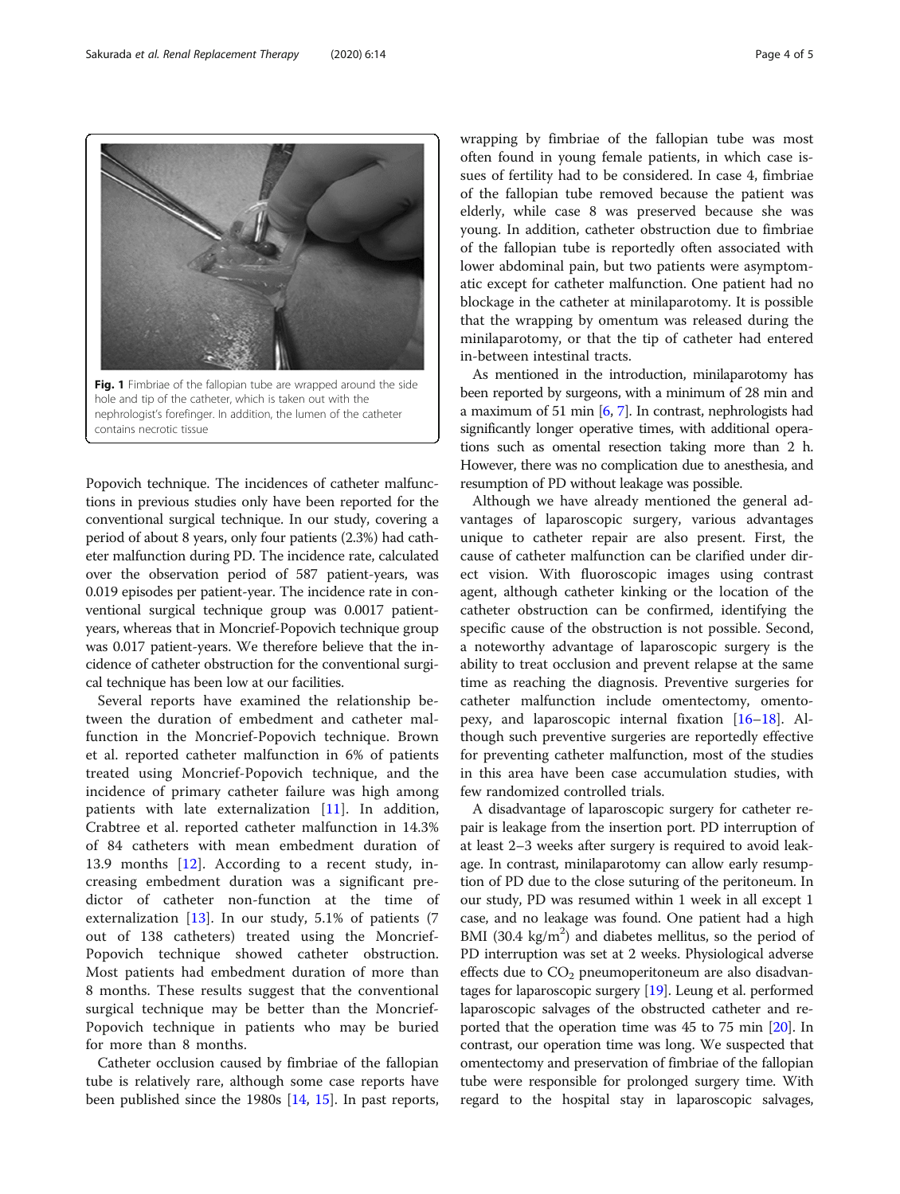Fig. 1 Fimbriae of the fallopian tube are wrapped around the side hole and tip of the catheter, which is taken out with the nephrologist's forefinger. In addition, the lumen of the catheter contains necrotic tissue

Popovich technique. The incidences of catheter malfunctions in previous studies only have been reported for the conventional surgical technique. In our study, covering a period of about 8 years, only four patients (2.3%) had catheter malfunction during PD. The incidence rate, calculated over the observation period of 587 patient-years, was 0.019 episodes per patient-year. The incidence rate in conventional surgical technique group was 0.0017 patient-years, whereas that in Moncrief-Popovich technique group was 0.017 patient-years. We therefore believe that the incidence of catheter obstruction for the conventional surgical technique has been low at our facilities.

Several reports have examined the relationship between the duration of embedment and catheter malfunction in the Moncrief-Popovich technique. Brown et al. reported catheter malfunction in 6% of patients treated using Moncrief-Popovich technique, and the incidence of primary catheter failure was high among patients with late externalization [11]. In addition, Crabtree et al. reported catheter malfunction in 14.3% of 84 catheters with mean embedment duration of 13.9 months [12]. According to a recent study, increasing embedment duration was a significant predictor of catheter non-function at the time of externalization [13]. In our study, 5.1% of patients (7 out of 138 catheters) treated using the Moncrief-Popovich technique showed catheter obstruction. Most patients had embedment duration of more than 8 months. These results suggest that the conventional surgical technique may be better than the Moncrief-Popovich technique in patients who may be buried for more than 8 months.

Catheter occlusion caused by fimbriae of the fallopian tube is relatively rare, although some case reports have been published since the 1980s [14, 15]. In past reports, wrapping by fimbriae of the fallopian tube was most often found in young female patients, in which case issues of fertility had to be considered. In case 4, fimbriae of the fallopian tube removed because the patient was elderly, while case 8 was preserved because she was young. In addition, catheter obstruction due to fimbriae of the fallopian tube is reportedly often associated with lower abdominal pain, but two patients were asymptomatic except for catheter malfunction. One patient had no blockage in the catheter at minilaparotomy. It is possible that the wrapping by omentum was released during the minilaparotomy, or that the tip of catheter had entered in-between intestinal tracts.

As mentioned in the introduction, minilaparotomy has been reported by surgeons, with a minimum of 28 min and a maximum of 51 min [6, 7]. In contrast, nephrologists had significantly longer operative times, with additional operations such as omental resection taking more than 2 h. However, there was no complication due to anesthesia, and resumption of PD without leakage was possible.

Although we have already mentioned the general advantages of laparoscopic surgery, various advantages unique to catheter repair are also present. First, the cause of catheter malfunction can be clarified under direct vision. With fluoroscopic images using contrast agent, although catheter kinking or the location of the catheter obstruction can be confirmed, identifying the specific cause of the obstruction is not possible. Second, a noteworthy advantage of laparoscopic surgery is the ability to treat occlusion and prevent relapse at the same time as reaching the diagnosis. Preventive surgeries for catheter malfunction include omentectomy, omentopexy, and laparoscopic internal fixation [16–18]. Although such preventive surgeries are reportedly effective for preventing catheter malfunction, most of the studies in this area have been case accumulation studies, with few randomized controlled trials.

A disadvantage of laparoscopic surgery for catheter repair is leakage from the insertion port. PD interruption of at least 2–3 weeks after surgery is required to avoid leakage. In contrast, minilaparotomy can allow early resumption of PD due to the close suturing of the peritoneum. In our study, PD was resumed within 1 week in all except 1 case, and no leakage was found. One patient had a high BMI (30.4 kg/m$^2$) and diabetes mellitus, so the period of PD interruption was set at 2 weeks. Physiological adverse effects due to $CO_2$ pneumoperitoneum are also disadvantages for laparoscopic surgery [19]. Leung et al. performed laparoscopic salvages of the obstructed catheter and reported that the operation time was 45 to 75 min [20]. In contrast, our operation time was long. We suspected that omentectomy and preservation of fimbriae of the fallopian tube were responsible for prolonged surgery time. With regard to the hospital stay in laparoscopic salvages,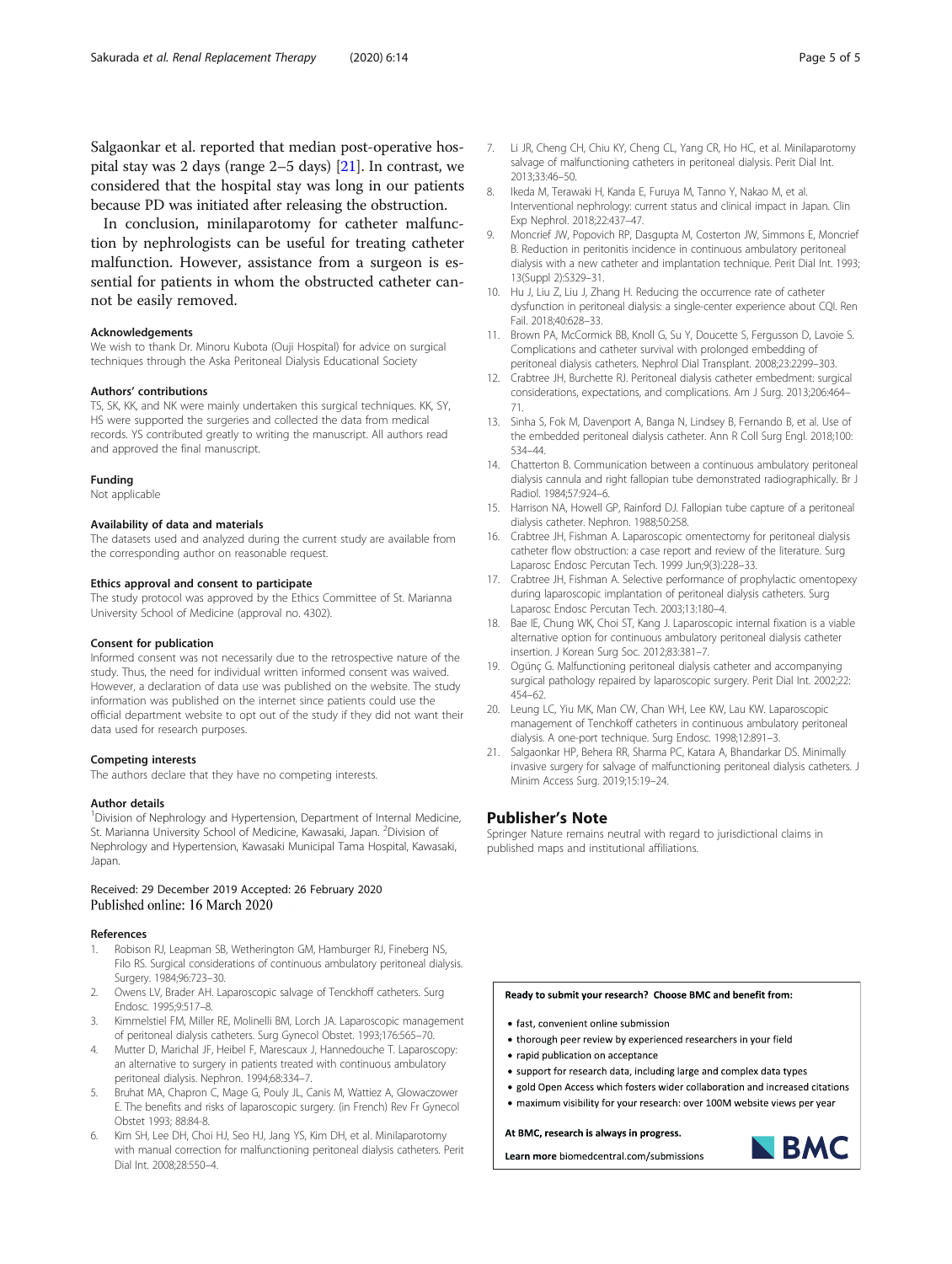Salgaonkar et al. reported that median post-operative hospital stay was 2 days (range 2–5 days) [21]. In contrast, we considered that the hospital stay was long in our patients because PD was initiated after releasing the obstruction.

In conclusion, minilaparotomy for catheter malfunction by nephrologists can be useful for treating catheter malfunction. However, assistance from a surgeon is essential for patients in whom the obstructed catheter cannot be easily removed.

#### Acknowledgements

We wish to thank Dr. Minoru Kubota (Ouji Hospital) for advice on surgical techniques through the Aska Peritoneal Dialysis Educational Society

#### Authors' contributions

TS, SK, KK, and NK were mainly undertaken this surgical techniques. KK, SY, HS were supported the surgeries and collected the data from medical records. YS contributed greatly to writing the manuscript. All authors read and approved the final manuscript.

#### Funding

Not applicable

#### Availability of data and materials

The datasets used and analyzed during the current study are available from the corresponding author on reasonable request.

#### Ethics approval and consent to participate

The study protocol was approved by the Ethics Committee of St. Marianna University School of Medicine (approval no. 4302).

#### Consent for publication

Informed consent was not necessarily due to the retrospective nature of the study. Thus, the need for individual written informed consent was waived. However, a declaration of data use was published on the website. The study information was published on the internet since patients could use the official department website to opt out of the study if they did not want their data used for research purposes.

#### Competing interests

The authors declare that they have no competing interests.

#### Author details

[1]Division of Nephrology and Hypertension, Department of Internal Medicine, St. Marianna University School of Medicine, Kawasaki, Japan. [2]Division of Nephrology and Hypertension, Kawasaki Municipal Tama Hospital, Kawasaki, Japan.

Received: 29 December 2019 Accepted: 26 February 2020
Published online: 16 March 2020

#### References

1. Robison RJ, Leapman SB, Wetherington GM, Hamburger RJ, Fineberg NS, Filo RS. Surgical considerations of continuous ambulatory peritoneal dialysis. Surgery. 1984;96:723–30.
2. Owens LV, Brader AH. Laparoscopic salvage of Tenckhoff catheters. Surg Endosc. 1995;9:517–8.
3. Kimmelstiel FM, Miller RE, Molinelli BM, Lorch JA. Laparoscopic management of peritoneal dialysis catheters. Surg Gynecol Obstet. 1993;176:565–70.
4. Mutter D, Marichal JF, Heibel F, Marescaux J, Hannedouche T. Laparoscopy: an alternative to surgery in patients treated with continuous ambulatory peritoneal dialysis. Nephron. 1994;68:334–7.
5. Bruhat MA, Chapron C, Mage G, Pouly JL, Canis M, Wattiez A, Glowaczower E. The benefits and risks of laparoscopic surgery. (in French) Rev Fr Gynecol Obstet 1993; 88:84-8.
6. Kim SH, Lee DH, Choi HJ, Seo HJ, Jang YS, Kim DH, et al. Minilaparotomy with manual correction for malfunctioning peritoneal dialysis catheters. Perit Dial Int. 2008;28:550–4.
7. Li JR, Cheng CH, Chiu KY, Cheng CL, Yang CR, Ho HC, et al. Minilaparotomy salvage of malfunctioning catheters in peritoneal dialysis. Perit Dial Int. 2013;33:46–50.
8. Ikeda M, Terawaki H, Kanda E, Furuya M, Tanno Y, Nakao M, et al. Interventional nephrology: current status and clinical impact in Japan. Clin Exp Nephrol. 2018;22:437–47.
9. Moncrief JW, Popovich RP, Dasgupta M, Costerton JW, Simmons E, Moncrief B. Reduction in peritonitis incidence in continuous ambulatory peritoneal dialysis with a new catheter and implantation technique. Perit Dial Int. 1993; 13(Suppl 2):S329–31.
10. Hu J, Liu Z, Liu J, Zhang H. Reducing the occurrence rate of catheter dysfunction in peritoneal dialysis: a single-center experience about CQI. Ren Fail. 2018;40:628–33.
11. Brown PA, McCormick BB, Knoll G, Su Y, Doucette S, Fergusson D, Lavoie S. Complications and catheter survival with prolonged embedding of peritoneal dialysis catheters. Nephrol Dial Transplant. 2008;23:2299–303.
12. Crabtree JH, Burchette RJ. Peritoneal dialysis catheter embedment: surgical considerations, expectations, and complications. Am J Surg. 2013;206:464–71.
13. Sinha S, Fok M, Davenport A, Banga N, Lindsey B, Fernando B, et al. Use of the embedded peritoneal dialysis catheter. Ann R Coll Surg Engl. 2018;100:534–44.
14. Chatterton B. Communication between a continuous ambulatory peritoneal dialysis cannula and right fallopian tube demonstrated radiographically. Br J Radiol. 1984;57:924–6.
15. Harrison NA, Howell GP, Rainford DJ. Fallopian tube capture of a peritoneal dialysis catheter. Nephron. 1988;50:258.
16. Crabtree JH, Fishman A. Laparoscopic omentectomy for peritoneal dialysis catheter flow obstruction: a case report and review of the literature. Surg Laparosc Endosc Percutan Tech. 1999 Jun;9(3):228–33.
17. Crabtree JH, Fishman A. Selective performance of prophylactic omentopexy during laparoscopic implantation of peritoneal dialysis catheters. Surg Laparosc Endosc Percutan Tech. 2003;13:180–4.
18. Bae IE, Chung WK, Choi ST, Kang J. Laparoscopic internal fixation is a viable alternative option for continuous ambulatory peritoneal dialysis catheter insertion. J Korean Surg Soc. 2012;83:381–7.
19. Ogünç G. Malfunctioning peritoneal dialysis catheter and accompanying surgical pathology repaired by laparoscopic surgery. Perit Dial Int. 2002;22:454–62.
20. Leung LC, Yiu MK, Man CW, Chan WH, Lee KW, Lau KW. Laparoscopic management of Tenchkoff catheters in continuous ambulatory peritoneal dialysis. A one-port technique. Surg Endosc. 1998;12:891–3.
21. Salgaonkar HP, Behera RR, Sharma PC, Katara A, Bhandarkar DS. Minimally invasive surgery for salvage of malfunctioning peritoneal dialysis catheters. J Minim Access Surg. 2019;15:19–24.

## Publisher's Note

Springer Nature remains neutral with regard to jurisdictional claims in published maps and institutional affiliations.